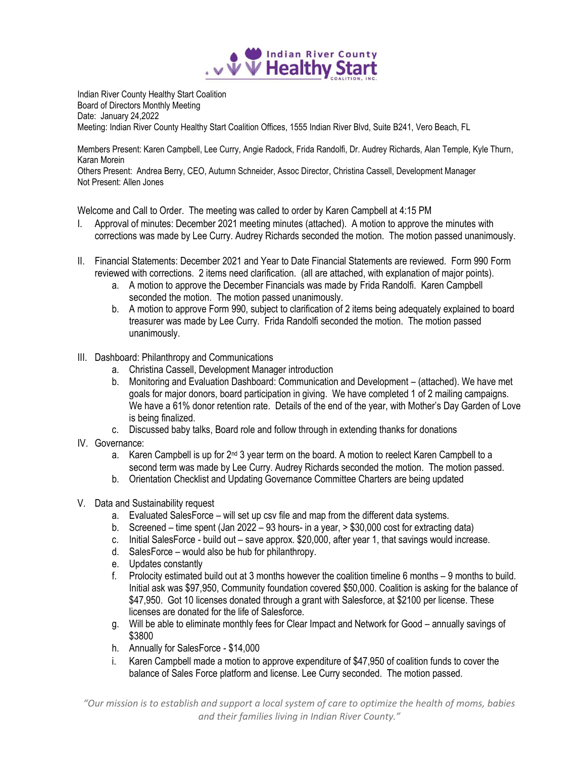Indian River County Healthy Start Coalition
Board of Directors Monthly Meeting
Date: January 24,2022
Meeting: Indian River County Healthy Start Coalition Offices, 1555 Indian River Blvd, Suite B241, Vero Beach, FL

Members Present: Karen Campbell, Lee Curry, Angie Radock, Frida Randolfi, Dr. Audrey Richards, Alan Temple, Kyle Thurn, Karan Morein
Others Present: Andrea Berry, CEO, Autumn Schneider, Assoc Director, Christina Cassell, Development Manager
Not Present: Allen Jones

Welcome and Call to Order. The meeting was called to order by Karen Campbell at 4:15 PM

I. Approval of minutes: December 2021 meeting minutes (attached). A motion to approve the minutes with corrections was made by Lee Curry. Audrey Richards seconded the motion. The motion passed unanimously.

II. Financial Statements: December 2021 and Year to Date Financial Statements are reviewed. Form 990 Form reviewed with corrections. 2 items need clarification. (all are attached, with explanation of major points).
   a. A motion to approve the December Financials was made by Frida Randolfi. Karen Campbell seconded the motion. The motion passed unanimously.
   b. A motion to approve Form 990, subject to clarification of 2 items being adequately explained to board treasurer was made by Lee Curry. Frida Randolfi seconded the motion. The motion passed unanimously.

III. Dashboard: Philanthropy and Communications
   a. Christina Cassell, Development Manager introduction
   b. Monitoring and Evaluation Dashboard: Communication and Development – (attached). We have met goals for major donors, board participation in giving. We have completed 1 of 2 mailing campaigns. We have a 61% donor retention rate. Details of the end of the year, with Mother's Day Garden of Love is being finalized.
   c. Discussed baby talks, Board role and follow through in extending thanks for donations

IV. Governance:
   a. Karen Campbell is up for 2nd 3 year term on the board. A motion to reelect Karen Campbell to a second term was made by Lee Curry. Audrey Richards seconded the motion. The motion passed.
   b. Orientation Checklist and Updating Governance Committee Charters are being updated

V. Data and Sustainability request
   a. Evaluated SalesForce – will set up csv file and map from the different data systems.
   b. Screened – time spent (Jan 2022 – 93 hours- in a year, > $30,000 cost for extracting data)
   c. Initial SalesForce - build out – save approx. $20,000, after year 1, that savings would increase.
   d. SalesForce – would also be hub for philanthropy.
   e. Updates constantly
   f. Prolocity estimated build out at 3 months however the coalition timeline 6 months – 9 months to build. Initial ask was $97,950, Community foundation covered $50,000. Coalition is asking for the balance of $47,950. Got 10 licenses donated through a grant with Salesforce, at $2100 per license. These licenses are donated for the life of Salesforce.
   g. Will be able to eliminate monthly fees for Clear Impact and Network for Good – annually savings of $3800
   h. Annually for SalesForce - $14,000
   i. Karen Campbell made a motion to approve expenditure of $47,950 of coalition funds to cover the balance of Sales Force platform and license. Lee Curry seconded. The motion passed.

*"Our mission is to establish and support a local system of care to optimize the health of moms, babies and their families living in Indian River County."*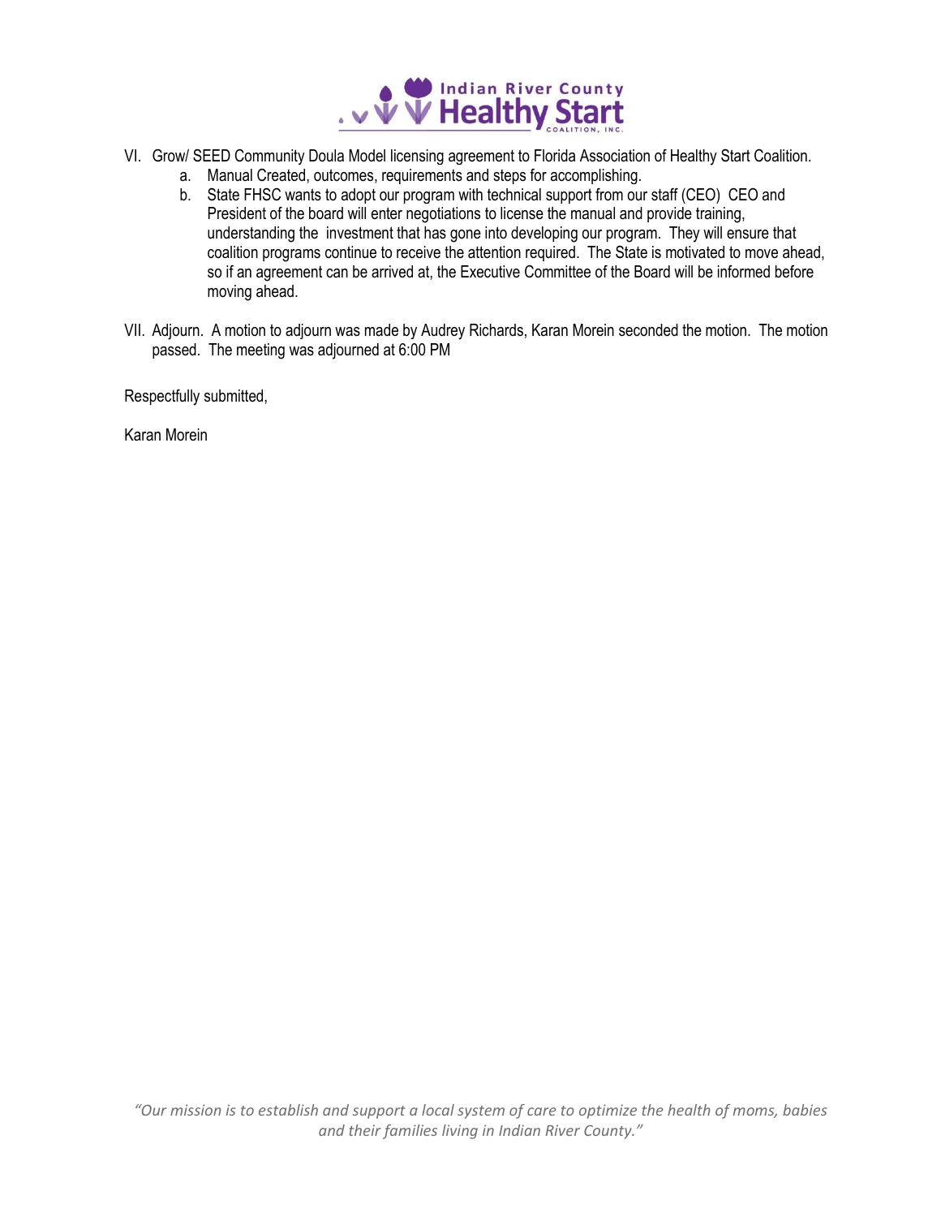VI. Grow/ SEED Community Doula Model licensing agreement to Florida Association of Healthy Start Coalition.

   a. Manual Created, outcomes, requirements and steps for accomplishing.

   b. State FHSC wants to adopt our program with technical support from our staff (CEO) CEO and President of the board will enter negotiations to license the manual and provide training, understanding the investment that has gone into developing our program. They will ensure that coalition programs continue to receive the attention required. The State is motivated to move ahead, so if an agreement can be arrived at, the Executive Committee of the Board will be informed before moving ahead.

VII. Adjourn. A motion to adjourn was made by Audrey Richards, Karan Morein seconded the motion. The motion passed. The meeting was adjourned at 6:00 PM

Respectfully submitted,

Karan Morein